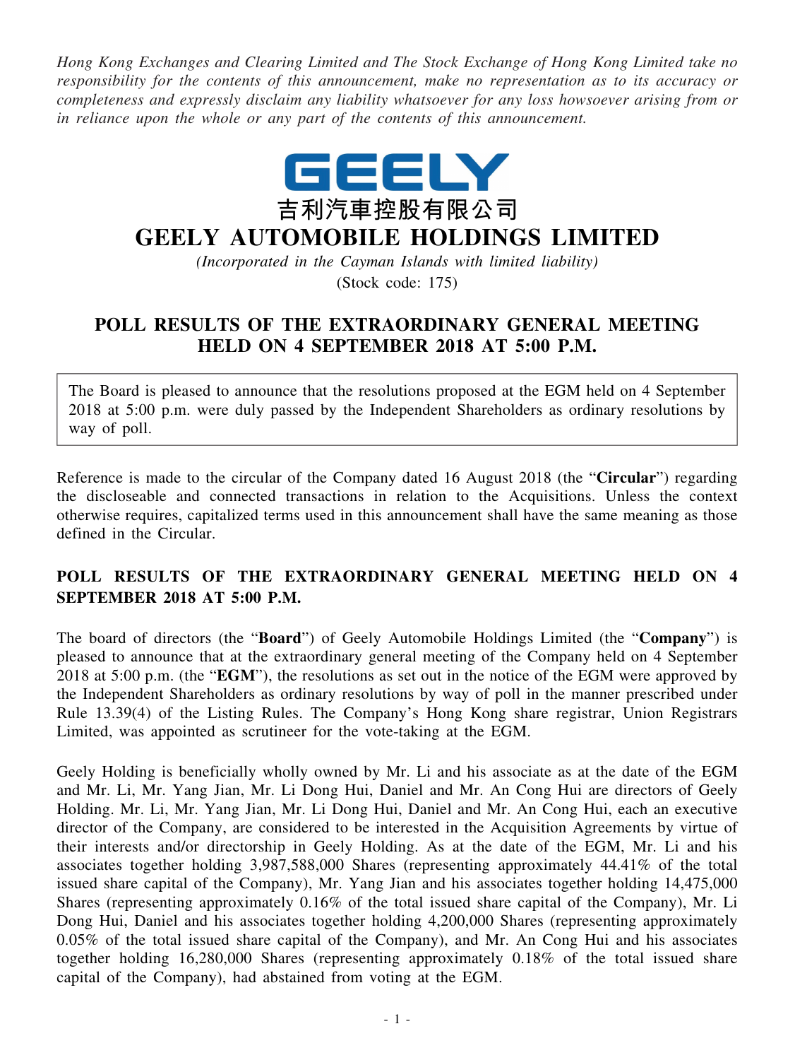*Hong Kong Exchanges and Clearing Limited and The Stock Exchange of Hong Kong Limited take no responsibility for the contents of this announcement, make no representation as to its accuracy or completeness and expressly disclaim any liability whatsoever for any loss howsoever arising from or in reliance upon the whole or any part of the contents of this announcement.*

GEELY

吉利汽車控股有限公司

# GEELY AUTOMOBILE HOLDINGS LIMITED

*(Incorporated in the Cayman Islands with limited liability)*

(Stock code: 175)

## POLL RESULTS OF THE EXTRAORDINARY GENERAL MEETING HELD ON 4 SEPTEMBER 2018 AT 5:00 P.M.

The Board is pleased to announce that the resolutions proposed at the EGM held on 4 September 2018 at 5:00 p.m. were duly passed by the Independent Shareholders as ordinary resolutions by way of poll.

Reference is made to the circular of the Company dated 16 August 2018 (the "**Circular**") regarding the discloseable and connected transactions in relation to the Acquisitions. Unless the context otherwise requires, capitalized terms used in this announcement shall have the same meaning as those defined in the Circular.

### POLL RESULTS OF THE EXTRAORDINARY GENERAL MEETING HELD ON 4 SEPTEMBER 2018 AT 5:00 P.M.

The board of directors (the "**Board**") of Geely Automobile Holdings Limited (the "**Company**") is pleased to announce that at the extraordinary general meeting of the Company held on 4 September 2018 at 5:00 p.m. (the "**EGM**"), the resolutions as set out in the notice of the EGM were approved by the Independent Shareholders as ordinary resolutions by way of poll in the manner prescribed under Rule 13.39(4) of the Listing Rules. The Company's Hong Kong share registrar, Union Registrars Limited, was appointed as scrutineer for the vote-taking at the EGM.

Geely Holding is beneficially wholly owned by Mr. Li and his associate as at the date of the EGM and Mr. Li, Mr. Yang Jian, Mr. Li Dong Hui, Daniel and Mr. An Cong Hui are directors of Geely Holding. Mr. Li, Mr. Yang Jian, Mr. Li Dong Hui, Daniel and Mr. An Cong Hui, each an executive director of the Company, are considered to be interested in the Acquisition Agreements by virtue of their interests and/or directorship in Geely Holding. As at the date of the EGM, Mr. Li and his associates together holding 3,987,588,000 Shares (representing approximately 44.41% of the total issued share capital of the Company), Mr. Yang Jian and his associates together holding 14,475,000 Shares (representing approximately 0.16% of the total issued share capital of the Company), Mr. Li Dong Hui, Daniel and his associates together holding 4,200,000 Shares (representing approximately 0.05% of the total issued share capital of the Company), and Mr. An Cong Hui and his associates together holding 16,280,000 Shares (representing approximately 0.18% of the total issued share capital of the Company), had abstained from voting at the EGM.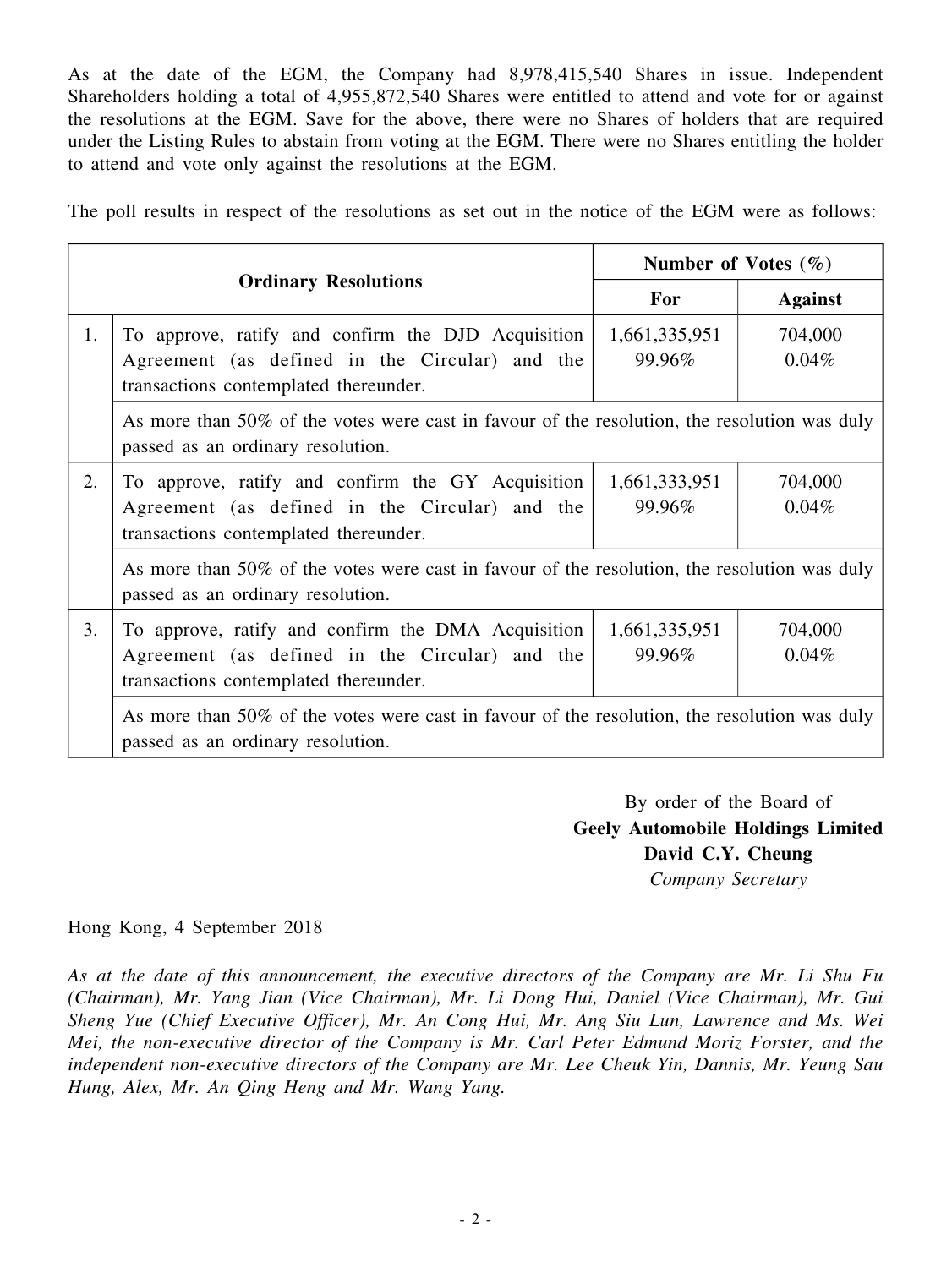As at the date of the EGM, the Company had 8,978,415,540 Shares in issue. Independent Shareholders holding a total of 4,955,872,540 Shares were entitled to attend and vote for or against the resolutions at the EGM. Save for the above, there were no Shares of holders that are required under the Listing Rules to abstain from voting at the EGM. There were no Shares entitling the holder to attend and vote only against the resolutions at the EGM.

The poll results in respect of the resolutions as set out in the notice of the EGM were as follows:

| Ordinary Resolutions | | Number of Votes (%) | |
|---|---|---|---|
| | | **For** | **Against** |
| 1. | To approve, ratify and confirm the DJD Acquisition Agreement (as defined in the Circular) and the transactions contemplated thereunder. | 1,661,335,951<br>99.96% | 704,000<br>0.04% |
| | As more than 50% of the votes were cast in favour of the resolution, the resolution was duly passed as an ordinary resolution. | | |
| 2. | To approve, ratify and confirm the GY Acquisition Agreement (as defined in the Circular) and the transactions contemplated thereunder. | 1,661,333,951<br>99.96% | 704,000<br>0.04% |
| | As more than 50% of the votes were cast in favour of the resolution, the resolution was duly passed as an ordinary resolution. | | |
| 3. | To approve, ratify and confirm the DMA Acquisition Agreement (as defined in the Circular) and the transactions contemplated thereunder. | 1,661,335,951<br>99.96% | 704,000<br>0.04% |
| | As more than 50% of the votes were cast in favour of the resolution, the resolution was duly passed as an ordinary resolution. | | |

By order of the Board of
**Geely Automobile Holdings Limited**
**David C.Y. Cheung**
*Company Secretary*

Hong Kong, 4 September 2018

*As at the date of this announcement, the executive directors of the Company are Mr. Li Shu Fu (Chairman), Mr. Yang Jian (Vice Chairman), Mr. Li Dong Hui, Daniel (Vice Chairman), Mr. Gui Sheng Yue (Chief Executive Officer), Mr. An Cong Hui, Mr. Ang Siu Lun, Lawrence and Ms. Wei Mei, the non-executive director of the Company is Mr. Carl Peter Edmund Moriz Forster, and the independent non-executive directors of the Company are Mr. Lee Cheuk Yin, Dannis, Mr. Yeung Sau Hung, Alex, Mr. An Qing Heng and Mr. Wang Yang.*